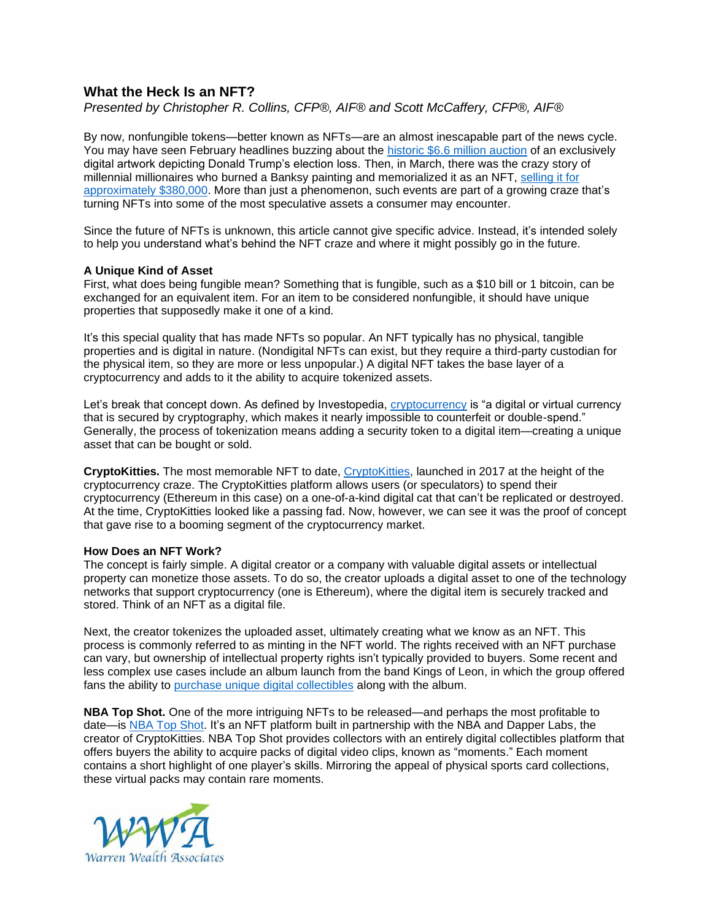## What the Heck Is an NFT?

*Presented by Christopher R. Collins, CFP®, AIF® and Scott McCaffery, CFP®, AIF®*

By now, nonfungible tokens—better known as NFTs—are an almost inescapable part of the news cycle. You may have seen February headlines buzzing about the historic $6.6 million auction of an exclusively digital artwork depicting Donald Trump's election loss. Then, in March, there was the crazy story of millennial millionaires who burned a Banksy painting and memorialized it as an NFT, selling it for approximately $380,000. More than just a phenomenon, such events are part of a growing craze that's turning NFTs into some of the most speculative assets a consumer may encounter.

Since the future of NFTs is unknown, this article cannot give specific advice. Instead, it's intended solely to help you understand what's behind the NFT craze and where it might possibly go in the future.

**A Unique Kind of Asset**

First, what does being fungible mean? Something that is fungible, such as a $10 bill or 1 bitcoin, can be exchanged for an equivalent item. For an item to be considered nonfungible, it should have unique properties that supposedly make it one of a kind.

It's this special quality that has made NFTs so popular. An NFT typically has no physical, tangible properties and is digital in nature. (Nondigital NFTs can exist, but they require a third-party custodian for the physical item, so they are more or less unpopular.) A digital NFT takes the base layer of a cryptocurrency and adds to it the ability to acquire tokenized assets.

Let's break that concept down. As defined by Investopedia, cryptocurrency is "a digital or virtual currency that is secured by cryptography, which makes it nearly impossible to counterfeit or double-spend." Generally, the process of tokenization means adding a security token to a digital item—creating a unique asset that can be bought or sold.

**CryptoKitties.** The most memorable NFT to date, CryptoKitties, launched in 2017 at the height of the cryptocurrency craze. The CryptoKitties platform allows users (or speculators) to spend their cryptocurrency (Ethereum in this case) on a one-of-a-kind digital cat that can't be replicated or destroyed. At the time, CryptoKitties looked like a passing fad. Now, however, we can see it was the proof of concept that gave rise to a booming segment of the cryptocurrency market.

**How Does an NFT Work?**

The concept is fairly simple. A digital creator or a company with valuable digital assets or intellectual property can monetize those assets. To do so, the creator uploads a digital asset to one of the technology networks that support cryptocurrency (one is Ethereum), where the digital item is securely tracked and stored. Think of an NFT as a digital file.

Next, the creator tokenizes the uploaded asset, ultimately creating what we know as an NFT. This process is commonly referred to as minting in the NFT world. The rights received with an NFT purchase can vary, but ownership of intellectual property rights isn't typically provided to buyers. Some recent and less complex use cases include an album launch from the band Kings of Leon, in which the group offered fans the ability to purchase unique digital collectibles along with the album.

**NBA Top Shot.** One of the more intriguing NFTs to be released—and perhaps the most profitable to date—is NBA Top Shot. It's an NFT platform built in partnership with the NBA and Dapper Labs, the creator of CryptoKitties. NBA Top Shot provides collectors with an entirely digital collectibles platform that offers buyers the ability to acquire packs of digital video clips, known as "moments." Each moment contains a short highlight of one player's skills. Mirroring the appeal of physical sports card collections, these virtual packs may contain rare moments.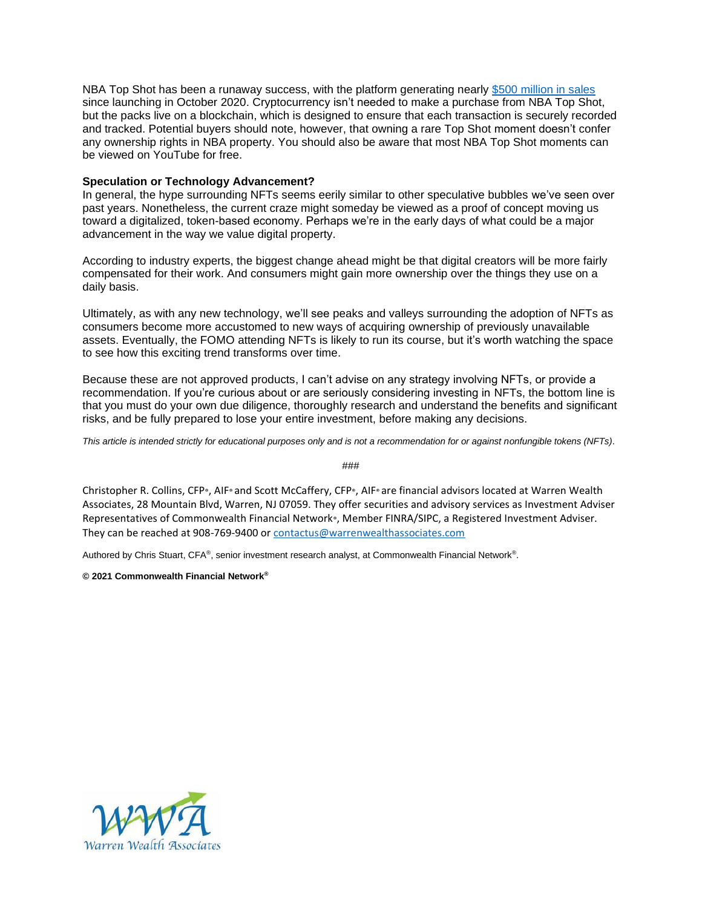NBA Top Shot has been a runaway success, with the platform generating nearly [$500 million in sales](#) since launching in October 2020. Cryptocurrency isn't needed to make a purchase from NBA Top Shot, but the packs live on a blockchain, which is designed to ensure that each transaction is securely recorded and tracked. Potential buyers should note, however, that owning a rare Top Shot moment doesn't confer any ownership rights in NBA property. You should also be aware that most NBA Top Shot moments can be viewed on YouTube for free.

**Speculation or Technology Advancement?**

In general, the hype surrounding NFTs seems eerily similar to other speculative bubbles we've seen over past years. Nonetheless, the current craze might someday be viewed as a proof of concept moving us toward a digitalized, token-based economy. Perhaps we're in the early days of what could be a major advancement in the way we value digital property.

According to industry experts, the biggest change ahead might be that digital creators will be more fairly compensated for their work. And consumers might gain more ownership over the things they use on a daily basis.

Ultimately, as with any new technology, we'll see peaks and valleys surrounding the adoption of NFTs as consumers become more accustomed to new ways of acquiring ownership of previously unavailable assets. Eventually, the FOMO attending NFTs is likely to run its course, but it's worth watching the space to see how this exciting trend transforms over time.

Because these are not approved products, I can't advise on any strategy involving NFTs, or provide a recommendation. If you're curious about or are seriously considering investing in NFTs, the bottom line is that you must do your own due diligence, thoroughly research and understand the benefits and significant risks, and be fully prepared to lose your entire investment, before making any decisions.

*This article is intended strictly for educational purposes only and is not a recommendation for or against nonfungible tokens (NFTs).*

###

Christopher R. Collins, CFP®, AIF® and Scott McCaffery, CFP®, AIF® are financial advisors located at Warren Wealth Associates, 28 Mountain Blvd, Warren, NJ 07059. They offer securities and advisory services as Investment Adviser Representatives of Commonwealth Financial Network®, Member FINRA/SIPC, a Registered Investment Adviser. They can be reached at 908-769-9400 or contactus@warrenwealthassociates.com

Authored by Chris Stuart, CFA®, senior investment research analyst, at Commonwealth Financial Network®.

**© 2021 Commonwealth Financial Network®**

WWA
Warren Wealth Associates